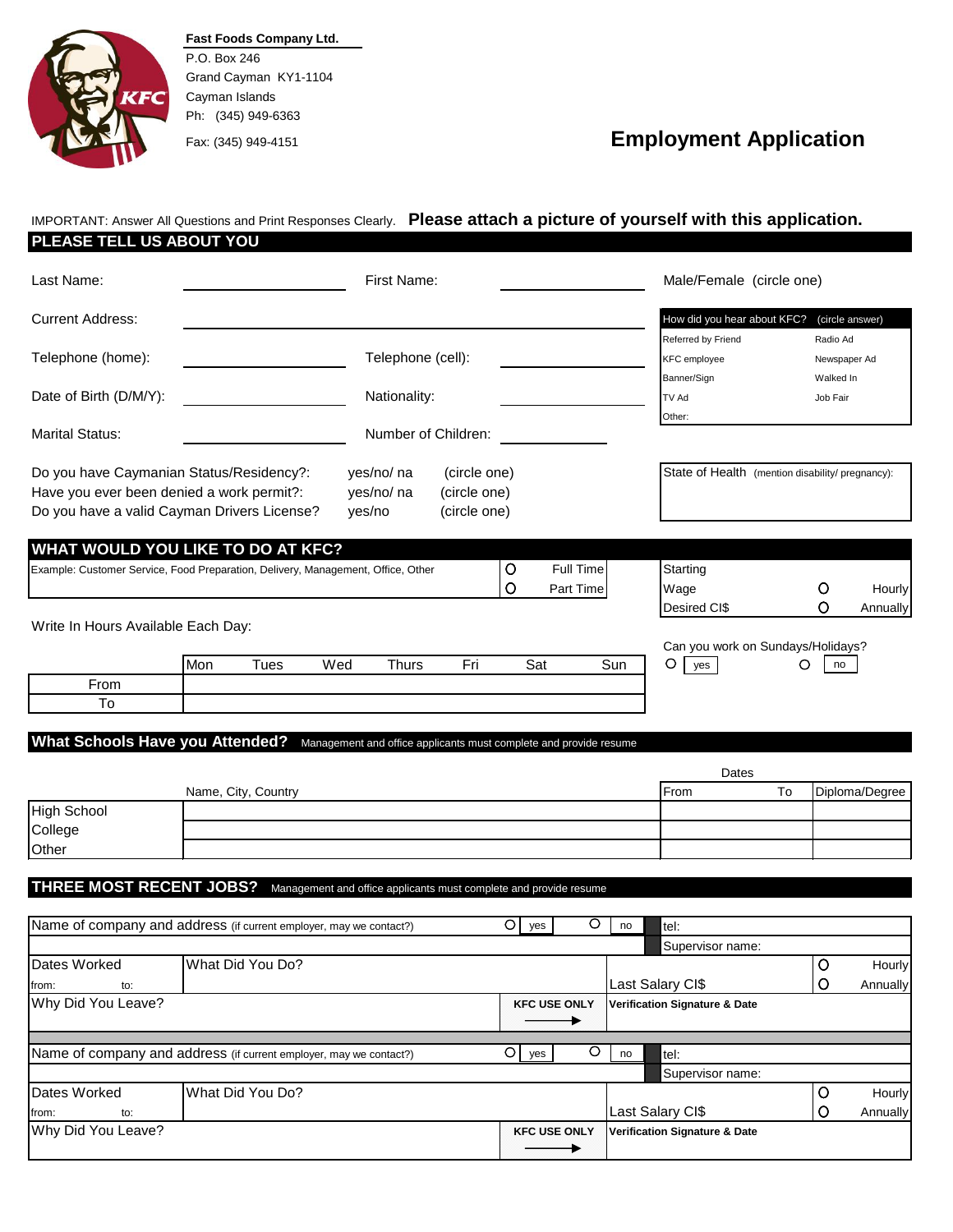**Fast Foods Company Ltd.**
P.O. Box 246
Grand Cayman KY1-1104
Cayman Islands
Ph: (345) 949-6363
Fax: (345) 949-4151

# Employment Application

IMPORTANT: Answer All Questions and Print Responses Clearly. **Please attach a picture of yourself with this application.**

## PLEASE TELL US ABOUT YOU

Last Name: ____________ First Name: ____________ Male/Female (circle one)

Current Address: ____________

Telephone (home): ____________ Telephone (cell): ____________

Date of Birth (D/M/Y): ____________ Nationality: ____________

Marital Status: ____________ Number of Children: ____________

| How did you hear about KFC? (circle answer) | |
|---|---|
| Referred by Friend | Radio Ad |
| KFC employee | Newspaper Ad |
| Banner/Sign | Walked In |
| TV Ad | Job Fair |
| Other: | |

Do you have Caymanian Status/Residency?: yes/no/ na (circle one)
Have you ever been denied a work permit?: yes/no/ na (circle one)
Do you have a valid Cayman Drivers License? yes/no (circle one)

State of Health (mention disability/ pregnancy):

## WHAT WOULD YOU LIKE TO DO AT KFC?

Example: Customer Service, Food Preparation, Delivery, Management, Office, Other

O Full Time
O Part Time

Starting Wage Desired CI$ O Hourly O Annually

Write In Hours Available Each Day:

| | Mon | Tues | Wed | Thurs | Fri | Sat | Sun |
|---|---|---|---|---|---|---|---|
| From | | | | | | | |
| To | | | | | | | |

Can you work on Sundays/Holidays? O yes O no

## What Schools Have you Attended? Management and office applicants must complete and provide resume

| | Name, City, Country | Dates From | To | Diploma/Degree |
|---|---|---|---|---|
| High School | | | | |
| College | | | | |
| Other | | | | |

## THREE MOST RECENT JOBS? Management and office applicants must complete and provide resume

| Name of company and address (if current employer, may we contact?) | O yes O no | tel: |
|---|---|---|
| | | Supervisor name: |
| Dates Worked from: to: | What Did You Do? | Last Salary CI$ O Hourly O Annually |
| Why Did You Leave? | KFC USE ONLY → | Verification Signature & Date |

| Name of company and address (if current employer, may we contact?) | O yes O no | tel: |
|---|---|---|
| | | Supervisor name: |
| Dates Worked from: to: | What Did You Do? | Last Salary CI$ O Hourly O Annually |
| Why Did You Leave? | KFC USE ONLY → | Verification Signature & Date |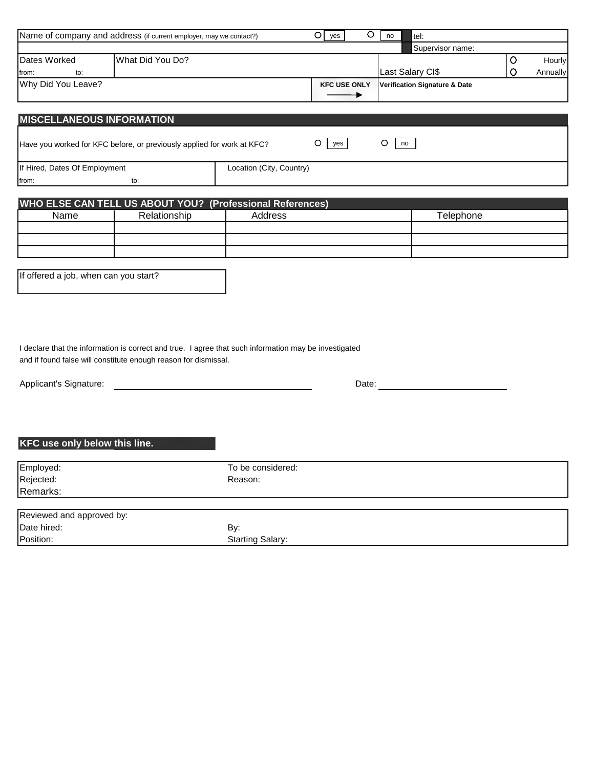| | | | |
|---|---|---|---|
| Name of company and address (if current employer, may we contact?) | ○ yes ○ no | tel: | |
| | | Supervisor name: | |
| Dates Worked<br>from: to: | What Did You Do? | Last Salary CI$ | ○ Hourly<br>○ Annually |
| Why Did You Leave? | KFC USE ONLY → | Verification Signature & Date | |

## MISCELLANEOUS INFORMATION

Have you worked for KFC before, or previously applied for work at KFC? ○ yes ○ no

| | |
|---|---|
| If Hired, Dates Of Employment<br>from: to: | Location (City, Country) |

## WHO ELSE CAN TELL US ABOUT YOU? (Professional References)

| Name | Relationship | Address | Telephone |
|---|---|---|---|
| | | | |
| | | | |
| | | | |

If offered a job, when can you start?

I declare that the information is correct and true. I agree that such information may be investigated and if found false will constitute enough reason for dismissal.

Applicant's Signature: ______________________________ Date: ____________________

## KFC use only below this line.

| | |
|---|---|
| Employed: | To be considered: |
| Rejected: | Reason: |
| Remarks: | |

| | |
|---|---|
| Reviewed and approved by: | |
| Date hired: | By: |
| Position: | Starting Salary: |